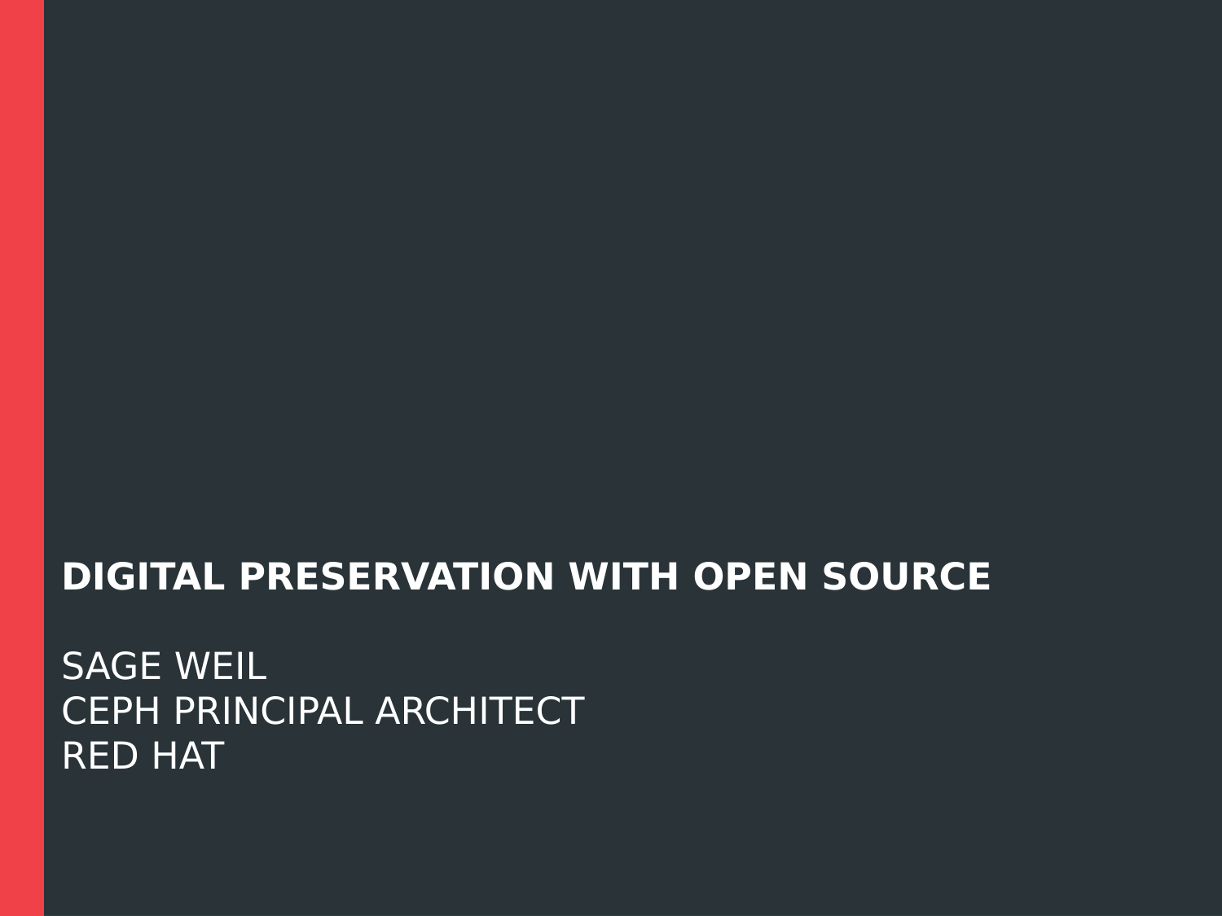# DIGITAL PRESERVATION WITH OPEN SOURCE

SAGE WEIL
CEPH PRINCIPAL ARCHITECT
RED HAT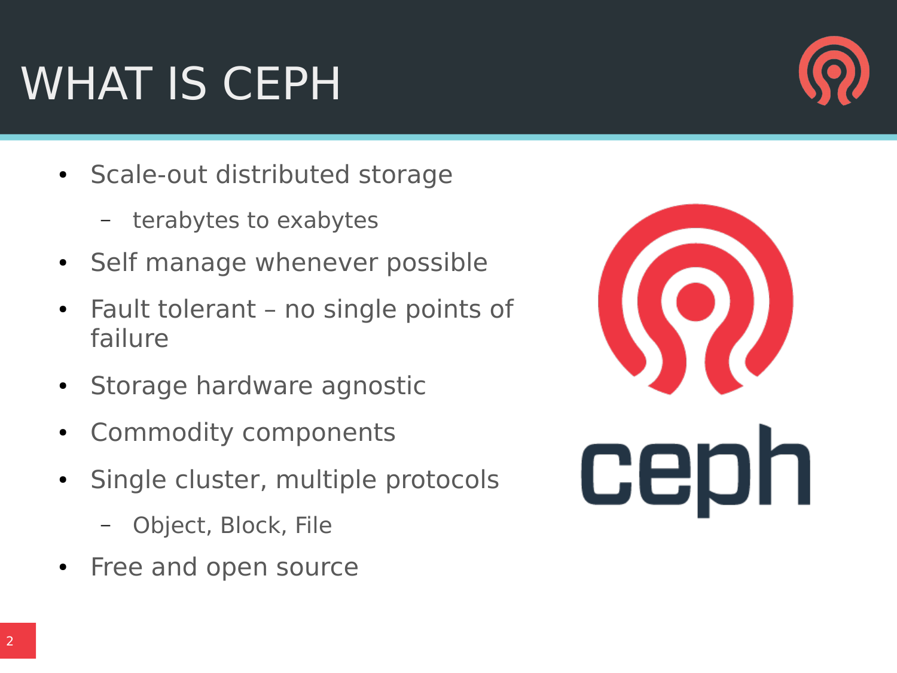# WHAT IS CEPH

- Scale-out distributed storage
  - terabytes to exabytes
- Self manage whenever possible
- Fault tolerant – no single points of failure
- Storage hardware agnostic
- Commodity components
- Single cluster, multiple protocols
  - Object, Block, File
- Free and open source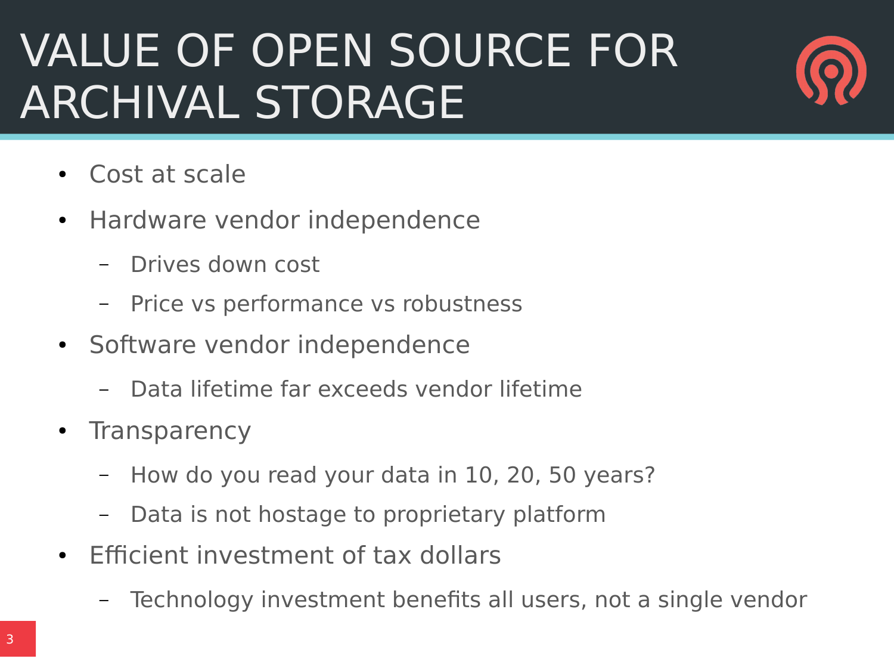# VALUE OF OPEN SOURCE FOR ARCHIVAL STORAGE

- Cost at scale
- Hardware vendor independence
  - Drives down cost
  - Price vs performance vs robustness
- Software vendor independence
  - Data lifetime far exceeds vendor lifetime
- Transparency
  - How do you read your data in 10, 20, 50 years?
  - Data is not hostage to proprietary platform
- Efficient investment of tax dollars
  - Technology investment benefits all users, not a single vendor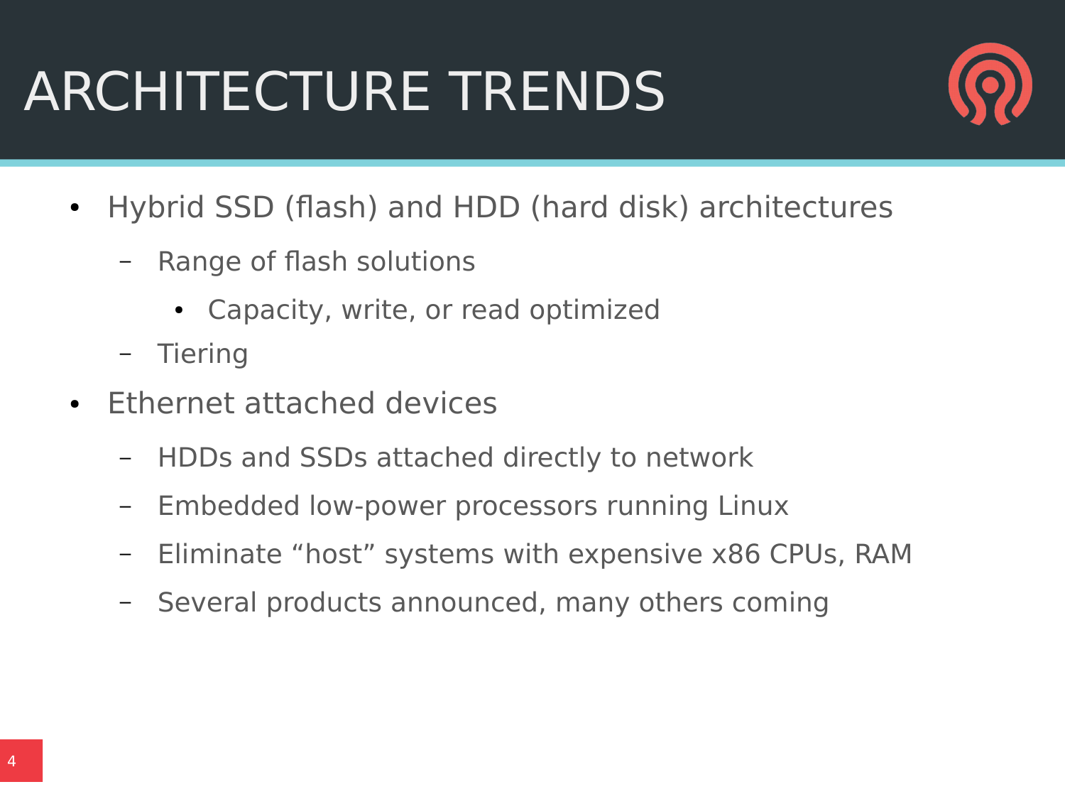# ARCHITECTURE TRENDS

- Hybrid SSD (flash) and HDD (hard disk) architectures
  - Range of flash solutions
    - Capacity, write, or read optimized
  - Tiering
- Ethernet attached devices
  - HDDs and SSDs attached directly to network
  - Embedded low-power processors running Linux
  - Eliminate “host” systems with expensive x86 CPUs, RAM
  - Several products announced, many others coming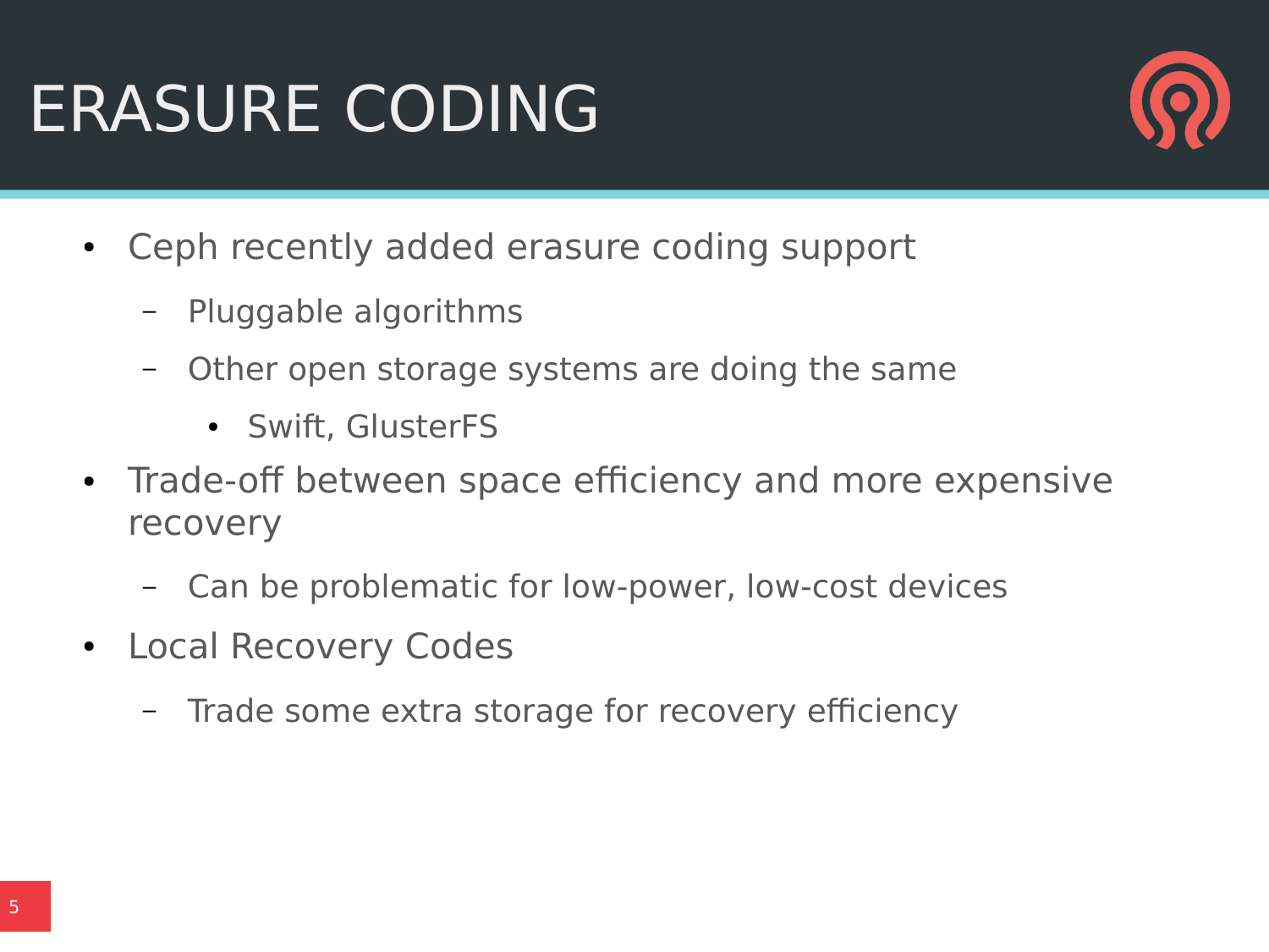# ERASURE CODING

- Ceph recently added erasure coding support
  - Pluggable algorithms
  - Other open storage systems are doing the same
    - Swift, GlusterFS
- Trade-off between space efficiency and more expensive recovery
  - Can be problematic for low-power, low-cost devices
- Local Recovery Codes
  - Trade some extra storage for recovery efficiency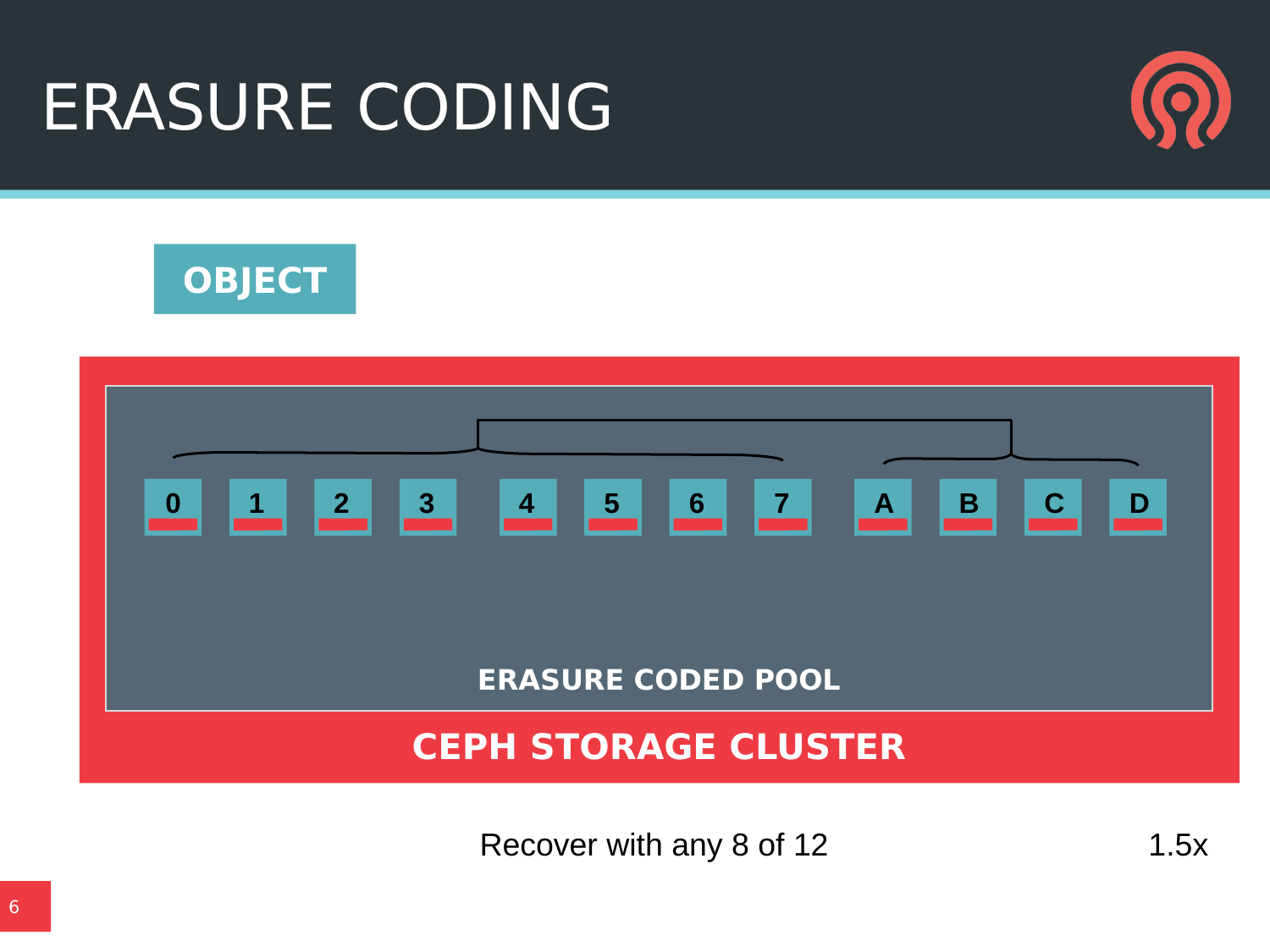# ERASURE CODING

**OBJECT**

0 1 2 3 4 5 6 7 A B C D

**ERASURE CODED POOL**

**CEPH STORAGE CLUSTER**

Recover with any 8 of 12

1.5x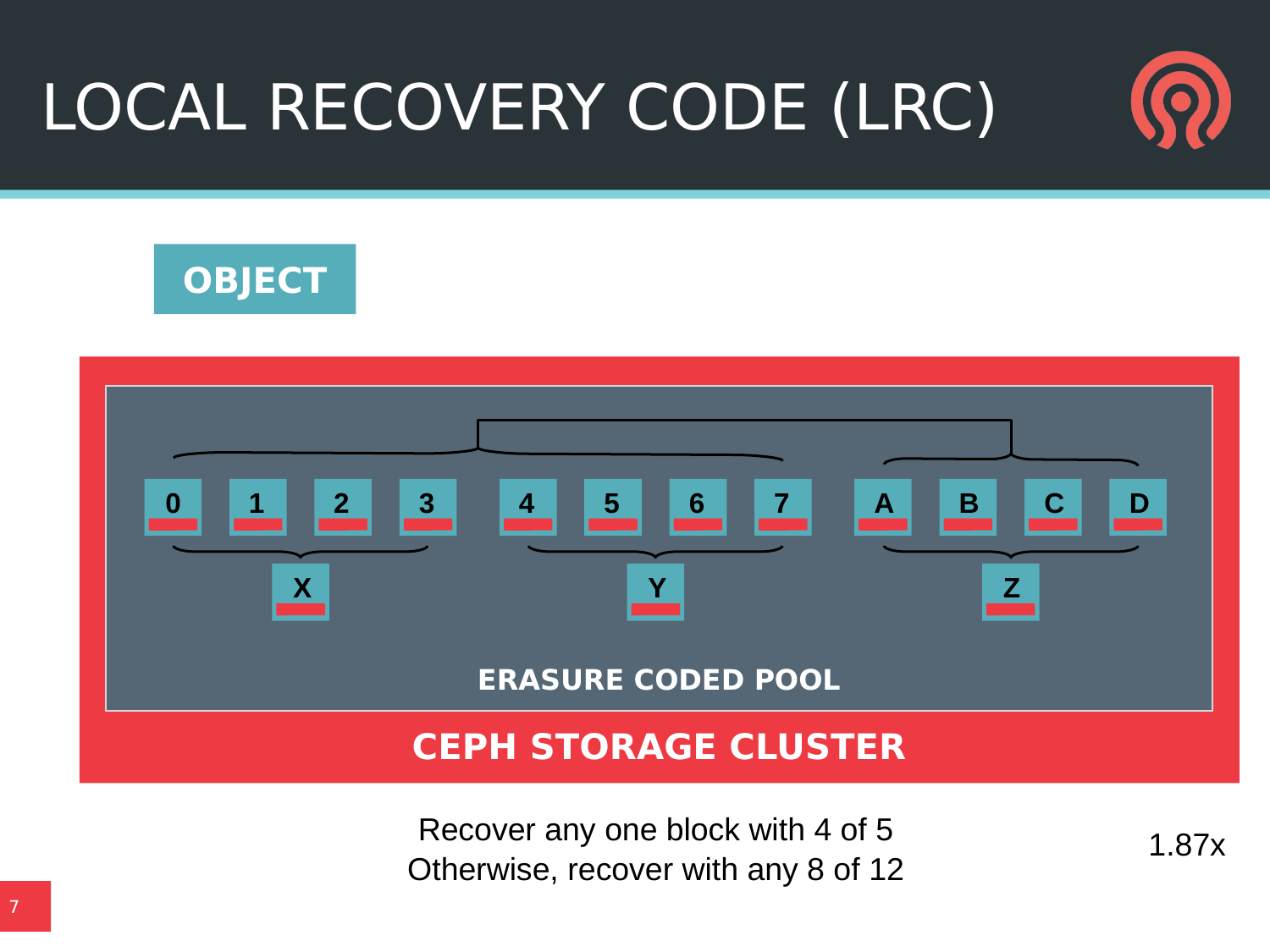# LOCAL RECOVERY CODE (LRC)

OBJECT

0 1 2 3 4 5 6 7 A B C D

X Y Z

ERASURE CODED POOL

CEPH STORAGE CLUSTER

Recover any one block with 4 of 5
Otherwise, recover with any 8 of 12

1.87x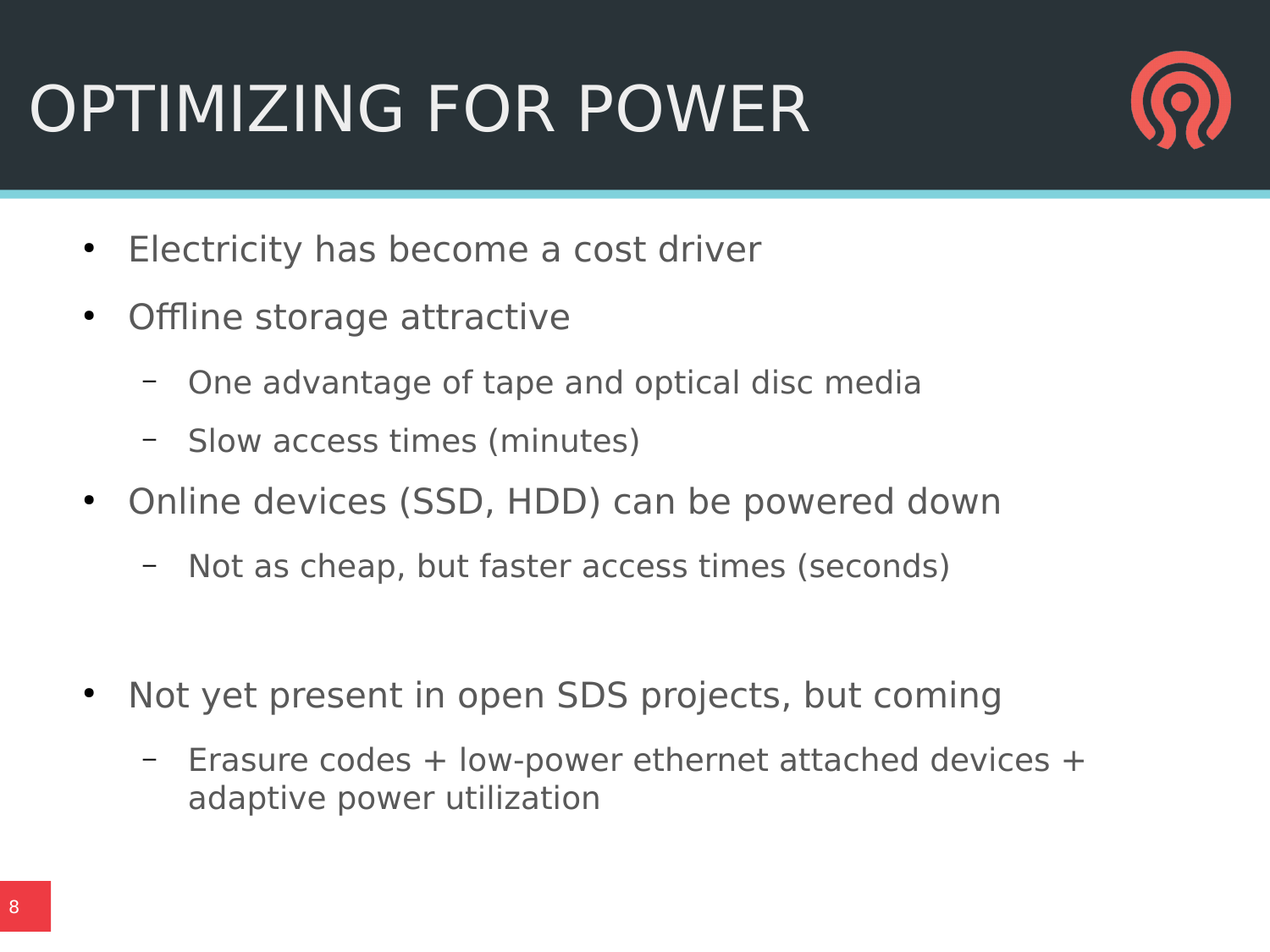# OPTIMIZING FOR POWER

- Electricity has become a cost driver
- Offline storage attractive
  - One advantage of tape and optical disc media
  - Slow access times (minutes)
- Online devices (SSD, HDD) can be powered down
  - Not as cheap, but faster access times (seconds)
- Not yet present in open SDS projects, but coming
  - Erasure codes + low-power ethernet attached devices + adaptive power utilization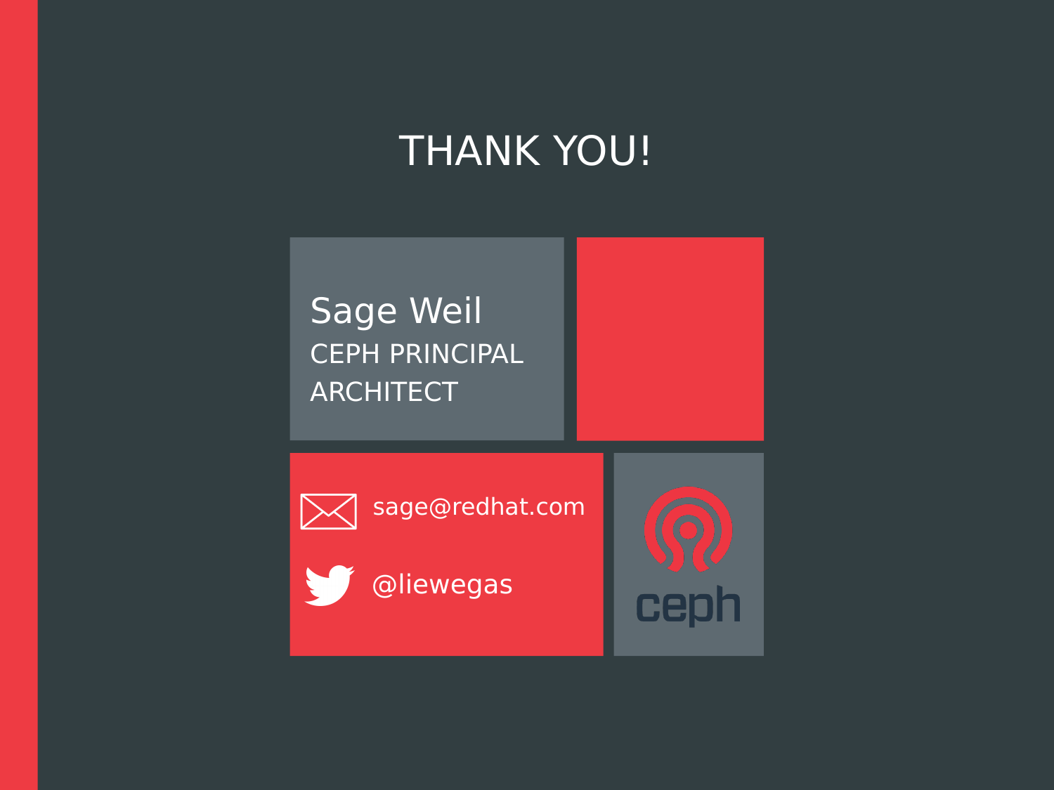# THANK YOU!

Sage Weil

CEPH PRINCIPAL ARCHITECT

sage@redhat.com

@liewegas

ceph